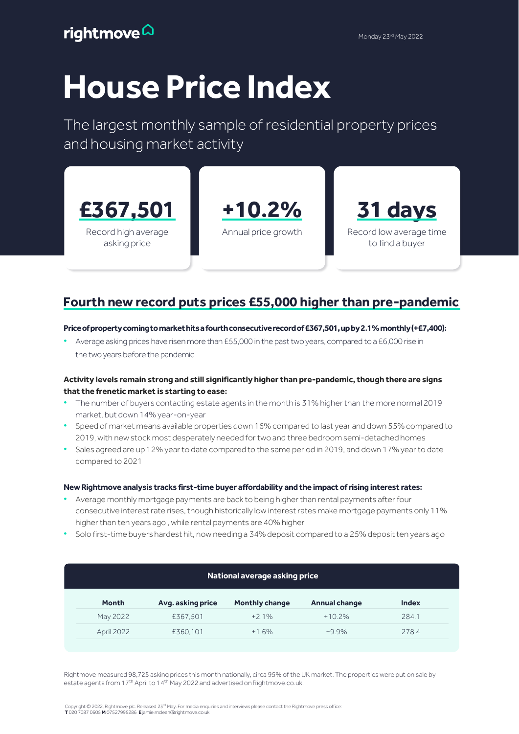rightmove

Monday 23rd May 2022

# House Price Index

The largest monthly sample of residential property prices and housing market activity

**£367,501**
Record high average asking price

**+10.2%**
Annual price growth

**31 days**
Record low average time to find a buyer

## Fourth new record puts prices £55,000 higher than pre-pandemic

**Price of property coming to market hits a fourth consecutive record of £367,501, up by 2.1% monthly (+£7,400):**

- Average asking prices have risen more than £55,000 in the past two years, compared to a £6,000 rise in the two years before the pandemic

**Activity levels remain strong and still significantly higher than pre-pandemic, though there are signs that the frenetic market is starting to ease:**

- The number of buyers contacting estate agents in the month is 31% higher than the more normal 2019 market, but down 14% year-on-year
- Speed of market means available properties down 16% compared to last year and down 55% compared to 2019, with new stock most desperately needed for two and three bedroom semi-detached homes
- Sales agreed are up 12% year to date compared to the same period in 2019, and down 17% year to date compared to 2021

**New Rightmove analysis tracks first-time buyer affordability and the impact of rising interest rates:**

- Average monthly mortgage payments are back to being higher than rental payments after four consecutive interest rate rises, though historically low interest rates make mortgage payments only 11% higher than ten years ago , while rental payments are 40% higher
- Solo first-time buyers hardest hit, now needing a 34% deposit compared to a 25% deposit ten years ago

**National average asking price**

| Month | Avg. asking price | Monthly change | Annual change | Index |
|---|---|---|---|---|
| May 2022 | £367,501 | +2.1% | +10.2% | 284.1 |
| April 2022 | £360,101 | +1.6% | +9.9% | 278.4 |

Rightmove measured 98,725 asking prices this month nationally, circa 95% of the UK market. The properties were put on sale by estate agents from 17th April to 14th May 2022 and advertised on Rightmove.co.uk.

Copyright © 2022, Rightmove plc. Released 23rd May. For media enquiries and interviews please contact the Rightmove press office:
**T** 020 7087 0605 **M** 07527995286 **E** jamie.mclean@rightmove.co.uk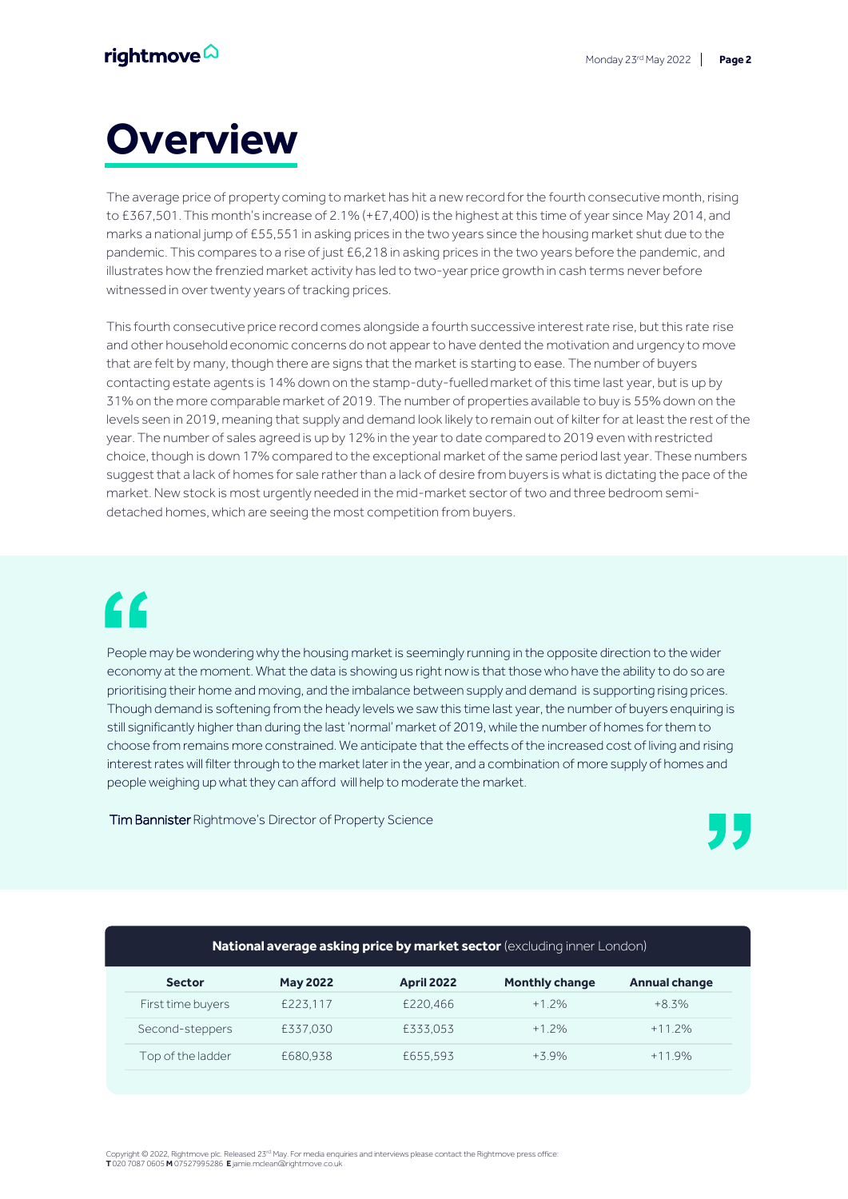# Overview

The average price of property coming to market has hit a new record for the fourth consecutive month, rising to £367,501. This month's increase of 2.1% (+£7,400) is the highest at this time of year since May 2014, and marks a national jump of £55,551 in asking prices in the two years since the housing market shut due to the pandemic. This compares to a rise of just £6,218 in asking prices in the two years before the pandemic, and illustrates how the frenzied market activity has led to two-year price growth in cash terms never before witnessed in over twenty years of tracking prices.

This fourth consecutive price record comes alongside a fourth successive interest rate rise, but this rate rise and other household economic concerns do not appear to have dented the motivation and urgency to move that are felt by many, though there are signs that the market is starting to ease. The number of buyers contacting estate agents is 14% down on the stamp-duty-fuelled market of this time last year, but is up by 31% on the more comparable market of 2019. The number of properties available to buy is 55% down on the levels seen in 2019, meaning that supply and demand look likely to remain out of kilter for at least the rest of the year. The number of sales agreed is up by 12% in the year to date compared to 2019 even with restricted choice, though is down 17% compared to the exceptional market of the same period last year. These numbers suggest that a lack of homes for sale rather than a lack of desire from buyers is what is dictating the pace of the market. New stock is most urgently needed in the mid-market sector of two and three bedroom semi-detached homes, which are seeing the most competition from buyers.

> People may be wondering why the housing market is seemingly running in the opposite direction to the wider economy at the moment. What the data is showing us right now is that those who have the ability to do so are prioritising their home and moving, and the imbalance between supply and demand is supporting rising prices. Though demand is softening from the heady levels we saw this time last year, the number of buyers enquiring is still significantly higher than during the last 'normal' market of 2019, while the number of homes for them to choose from remains more constrained. We anticipate that the effects of the increased cost of living and rising interest rates will filter through to the market later in the year, and a combination of more supply of homes and people weighing up what they can afford will help to moderate the market.
>
> **Tim Bannister** Rightmove's Director of Property Science

**National average asking price by market sector** (excluding inner London)

| Sector | May 2022 | April 2022 | Monthly change | Annual change |
|---|---|---|---|---|
| First time buyers | £223,117 | £220,466 | +1.2% | +8.3% |
| Second-steppers | £337,030 | £333,053 | +1.2% | +11.2% |
| Top of the ladder | £680,938 | £655,593 | +3.9% | +11.9% |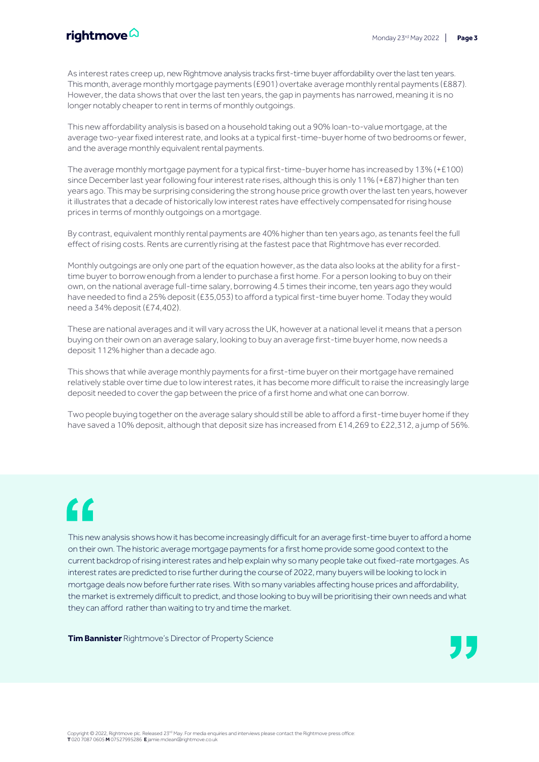As interest rates creep up, new Rightmove analysis tracks first-time buyer affordability over the last ten years. This month, average monthly mortgage payments (£901) overtake average monthly rental payments (£887). However, the data shows that over the last ten years, the gap in payments has narrowed, meaning it is no longer notably cheaper to rent in terms of monthly outgoings.

This new affordability analysis is based on a household taking out a 90% loan-to-value mortgage, at the average two-year fixed interest rate, and looks at a typical first-time-buyer home of two bedrooms or fewer, and the average monthly equivalent rental payments.

The average monthly mortgage payment for a typical first-time-buyer home has increased by 13% (+£100) since December last year following four interest rate rises, although this is only 11% (+£87) higher than ten years ago. This may be surprising considering the strong house price growth over the last ten years, however it illustrates that a decade of historically low interest rates have effectively compensated for rising house prices in terms of monthly outgoings on a mortgage.

By contrast, equivalent monthly rental payments are 40% higher than ten years ago, as tenants feel the full effect of rising costs. Rents are currently rising at the fastest pace that Rightmove has ever recorded.

Monthly outgoings are only one part of the equation however, as the data also looks at the ability for a first-time buyer to borrow enough from a lender to purchase a first home. For a person looking to buy on their own, on the national average full-time salary, borrowing 4.5 times their income, ten years ago they would have needed to find a 25% deposit (£35,053) to afford a typical first-time buyer home. Today they would need a 34% deposit (£74,402).

These are national averages and it will vary across the UK, however at a national level it means that a person buying on their own on an average salary, looking to buy an average first-time buyer home, now needs a deposit 112% higher than a decade ago.

This shows that while average monthly payments for a first-time buyer on their mortgage have remained relatively stable over time due to low interest rates, it has become more difficult to raise the increasingly large deposit needed to cover the gap between the price of a first home and what one can borrow.

Two people buying together on the average salary should still be able to afford a first-time buyer home if they have saved a 10% deposit, although that deposit size has increased from £14,269 to £22,312, a jump of 56%.

> "This new analysis shows how it has become increasingly difficult for an average first-time buyer to afford a home on their own. The historic average mortgage payments for a first home provide some good context to the current backdrop of rising interest rates and help explain why so many people take out fixed-rate mortgages. As interest rates are predicted to rise further during the course of 2022, many buyers will be looking to lock in mortgage deals now before further rate rises. With so many variables affecting house prices and affordability, the market is extremely difficult to predict, and those looking to buy will be prioritising their own needs and what they can afford rather than waiting to try and time the market."
>
> **Tim Bannister** Rightmove's Director of Property Science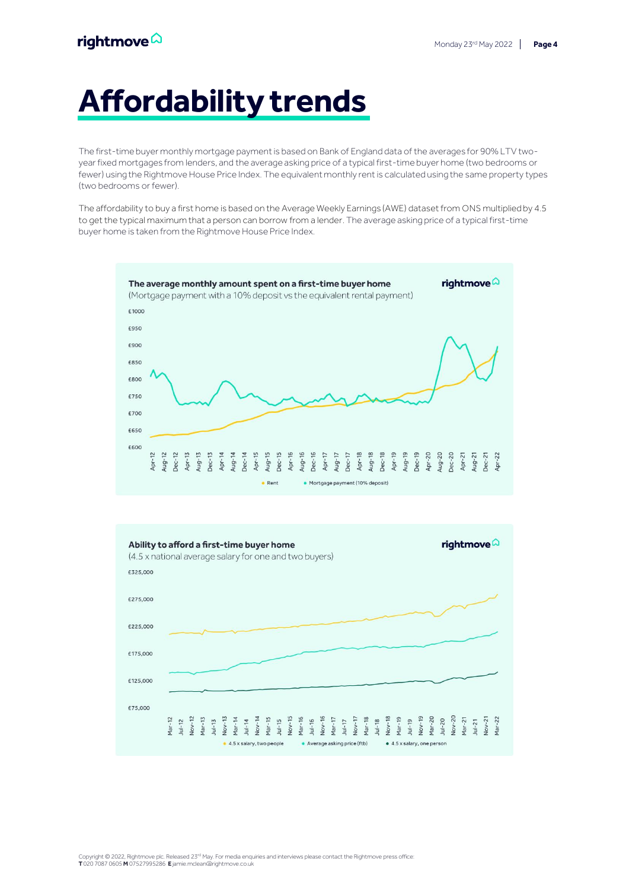# Affordability trends

The first-time buyer monthly mortgage payment is based on Bank of England data of the averages for 90% LTV two-year fixed mortgages from lenders, and the average asking price of a typical first-time buyer home (two bedrooms or fewer) using the Rightmove House Price Index. The equivalent monthly rent is calculated using the same property types (two bedrooms or fewer).

The affordability to buy a first home is based on the Average Weekly Earnings (AWE) dataset from ONS multiplied by 4.5 to get the typical maximum that a person can borrow from a lender. The average asking price of a typical first-time buyer home is taken from the Rightmove House Price Index.

**The average monthly amount spent on a first-time buyer home**
(Mortgage payment with a 10% deposit vs the equivalent rental payment)

**Ability to afford a first-time buyer home**
(4.5 x national average salary for one and two buyers)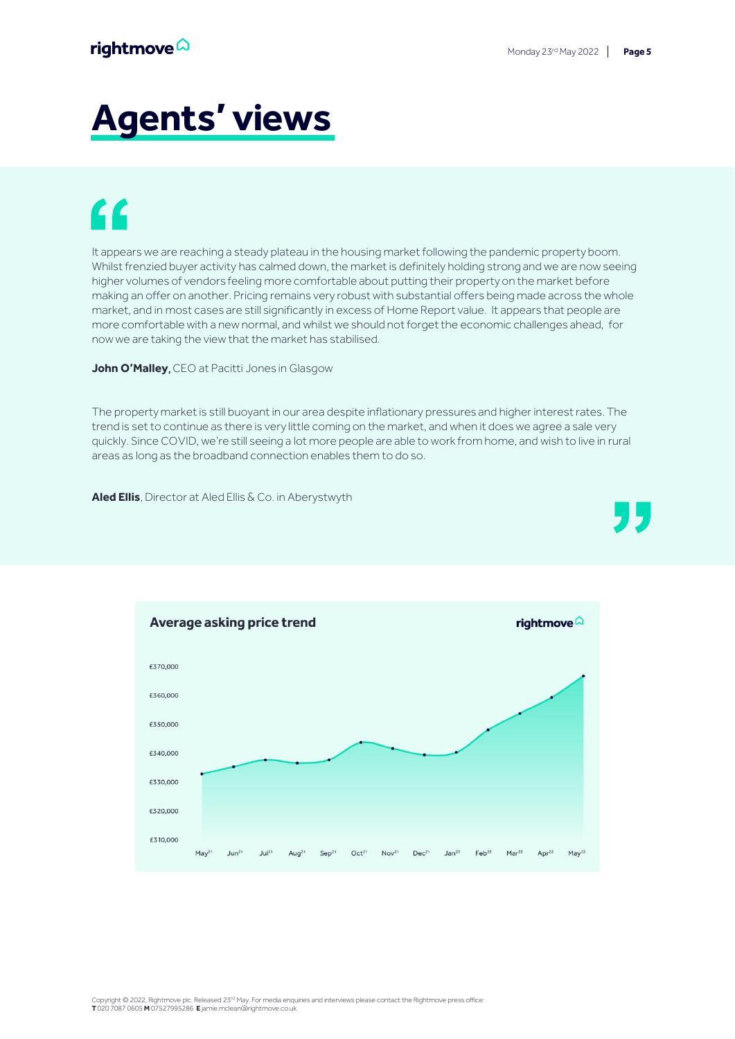# Agents' views

It appears we are reaching a steady plateau in the housing market following the pandemic property boom. Whilst frenzied buyer activity has calmed down, the market is definitely holding strong and we are now seeing higher volumes of vendors feeling more comfortable about putting their property on the market before making an offer on another. Pricing remains very robust with substantial offers being made across the whole market, and in most cases are still significantly in excess of Home Report value. It appears that people are more comfortable with a new normal, and whilst we should not forget the economic challenges ahead, for now we are taking the view that the market has stabilised.

**John O'Malley,** CEO at Pacitti Jones in Glasgow

The property market is still buoyant in our area despite inflationary pressures and higher interest rates. The trend is set to continue as there is very little coming on the market, and when it does we agree a sale very quickly. Since COVID, we're still seeing a lot more people are able to work from home, and wish to live in rural areas as long as the broadband connection enables them to do so.

**Aled Ellis**, Director at Aled Ellis & Co. in Aberystwyth

**Average asking price trend**

rightmove

£370,000
£360,000
£350,000
£340,000
£330,000
£320,000
£310,000

May[21] Jun[21] Jul[21] Aug[21] Sep[21] Oct[21] Nov[21] Dec[21] Jan[22] Feb[22] Mar[22] Apr[22] May[22]

Copyright © 2022, Rightmove plc. Released 23rd May. For media enquiries and interviews please contact the Rightmove press office:
**T** 020 7087 0605 **M** 07527995286 **E** jamie.mclean@rightmove.co.uk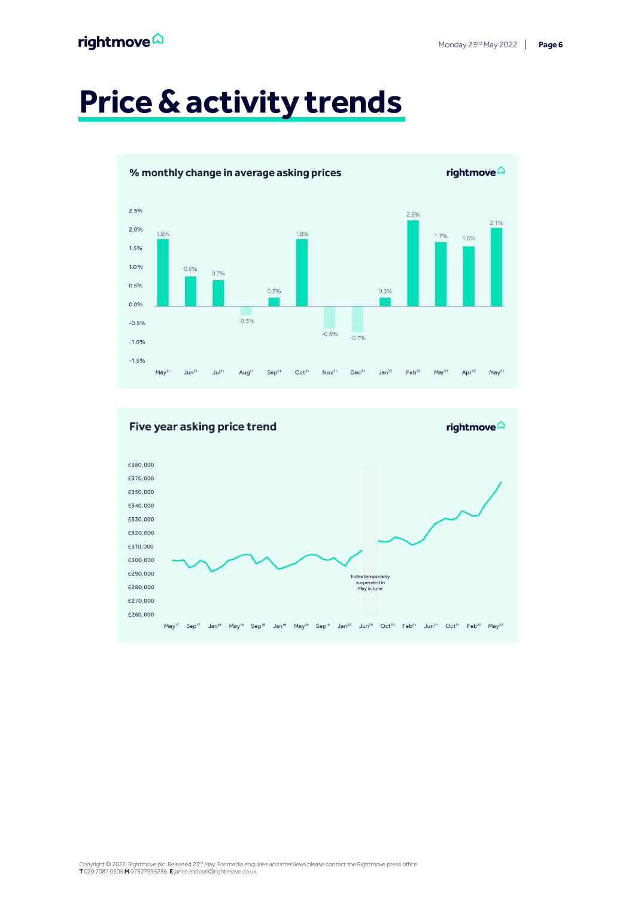# Price & activity trends

## % monthly change in average asking prices

| Month | % change |
|---|---|
| May 21 | 1.8% |
| Jun 21 | 0.8% |
| Jul 21 | 0.7% |
| Aug 21 | -0.3% |
| Sep 21 | 0.3% |
| Oct 21 | 1.8% |
| Nov 21 | -0.6% |
| Dec 21 | -0.7% |
| Jan 22 | 0.3% |
| Feb 22 | 2.3% |
| Mar 22 | 1.7% |
| Apr 22 | 1.6% |
| May 22 | 2.1% |

## Five year asking price trend

Index temporarily suspended in May & June

Copyright © 2022, Rightmove plc. Released 23rd May. For media enquiries and interviews please contact the Rightmove press office:
**T** 020 7087 0605 **M** 07527995286 **E** jamie.mclean@rightmove.co.uk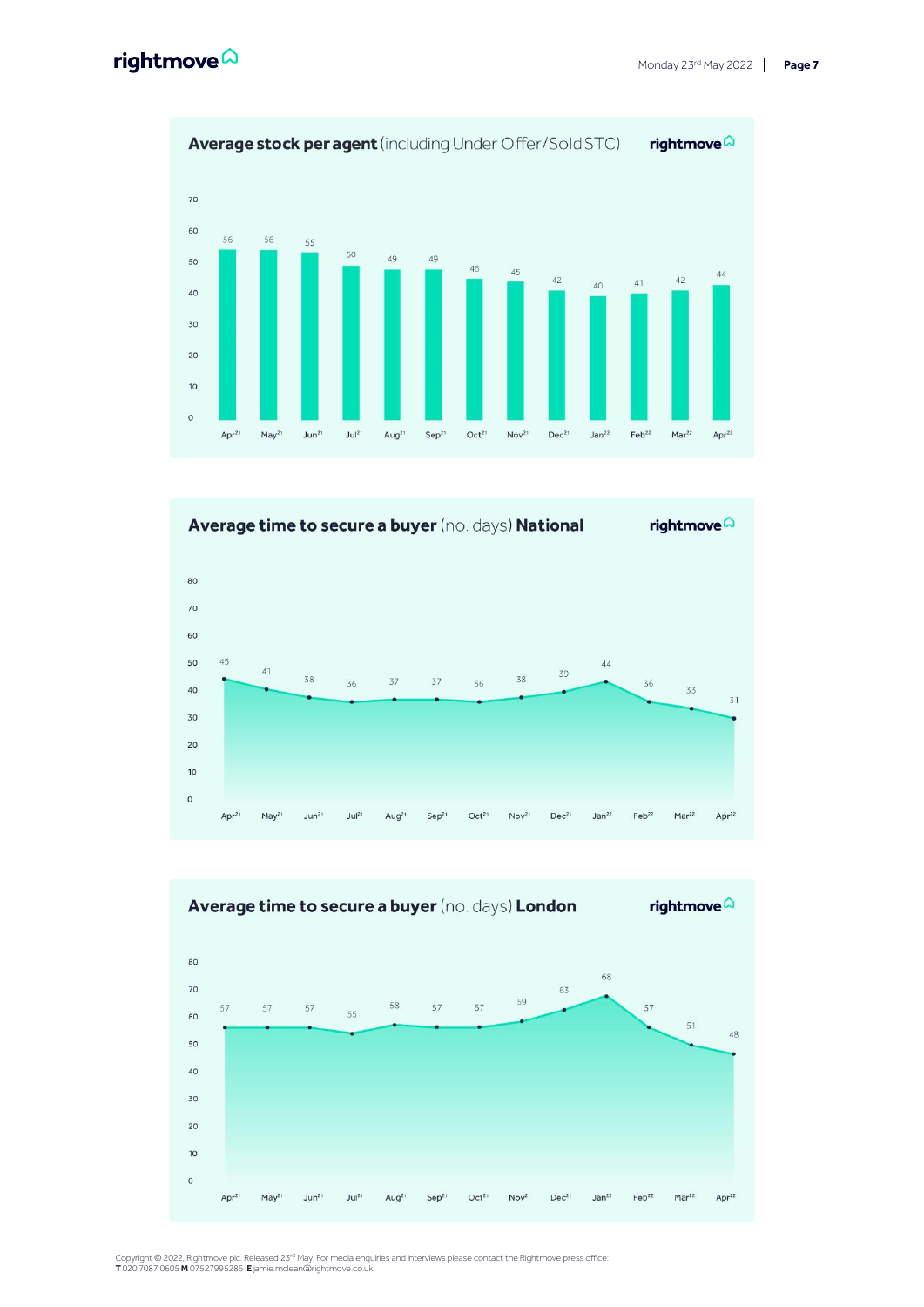## Average stock per agent (including Under Offer/Sold STC)

| Month | Apr 21 | May 21 | Jun 21 | Jul 21 | Aug 21 | Sep 21 | Oct 21 | Nov 21 | Dec 21 | Jan 22 | Feb 22 | Mar 22 | Apr 22 |
|---|---|---|---|---|---|---|---|---|---|---|---|---|---|
| Stock | 56 | 56 | 55 | 50 | 49 | 49 | 46 | 45 | 42 | 40 | 41 | 42 | 44 |

## Average time to secure a buyer (no. days) National

| Month | Apr 21 | May 21 | Jun 21 | Jul 21 | Aug 21 | Sep 21 | Oct 21 | Nov 21 | Dec 21 | Jan 22 | Feb 22 | Mar 22 | Apr 22 |
|---|---|---|---|---|---|---|---|---|---|---|---|---|---|
| Days | 45 | 41 | 38 | 36 | 37 | 37 | 36 | 38 | 39 | 44 | 36 | 33 | 31 |

## Average time to secure a buyer (no. days) London

| Month | Apr 21 | May 21 | Jun 21 | Jul 21 | Aug 21 | Sep 21 | Oct 21 | Nov 21 | Dec 21 | Jan 22 | Feb 22 | Mar 22 | Apr 22 |
|---|---|---|---|---|---|---|---|---|---|---|---|---|---|
| Days | 57 | 57 | 57 | 55 | 58 | 57 | 57 | 59 | 63 | 68 | 57 | 51 | 48 |

Copyright © 2022, Rightmove plc. Released 23rd May. For media enquiries and interviews please contact the Rightmove press office:
**T** 020 7087 0605 **M** 07527995286 **E** jamie.mclean@rightmove.co.uk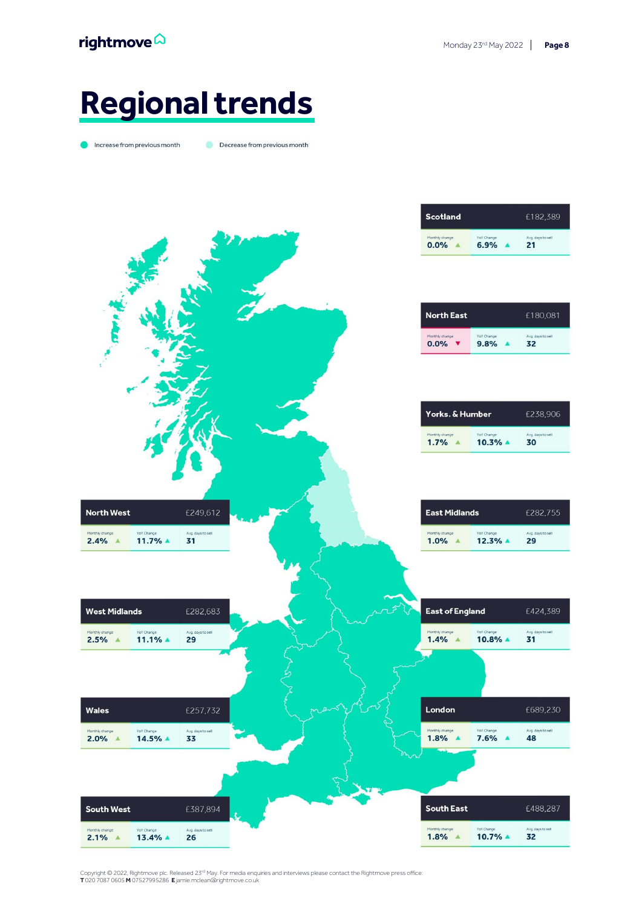# Regional trends

Increase from previous month · Decrease from previous month

| Region | Average price | Monthly change | YoY Change | Avg. days to sell |
|---|---|---|---|---|
| Scotland | £182,389 | 0.0% ▲ | 6.9% ▲ | 21 |
| North East | £180,081 | 0.0% ▼ | 9.8% ▲ | 32 |
| Yorks. & Humber | £238,906 | 1.7% ▲ | 10.3% ▲ | 30 |
| North West | £249,612 | 2.4% ▲ | 11.7% ▲ | 31 |
| East Midlands | £282,755 | 1.0% ▲ | 12.3% ▲ | 29 |
| West Midlands | £282,683 | 2.5% ▲ | 11.1% ▲ | 29 |
| East of England | £424,389 | 1.4% ▲ | 10.8% ▲ | 31 |
| Wales | £257,732 | 2.0% ▲ | 14.5% ▲ | 33 |
| London | £689,230 | 1.8% ▲ | 7.6% ▲ | 48 |
| South West | £387,894 | 2.1% ▲ | 13.4% ▲ | 26 |
| South East | £488,287 | 1.8% ▲ | 10.7% ▲ | 32 |

Copyright © 2022, Rightmove plc. Released 23rd May. For media enquiries and interviews please contact the Rightmove press office:
**T** 020 7087 0605 **M** 07527995286 **E** jamie.mclean@rightmove.co.uk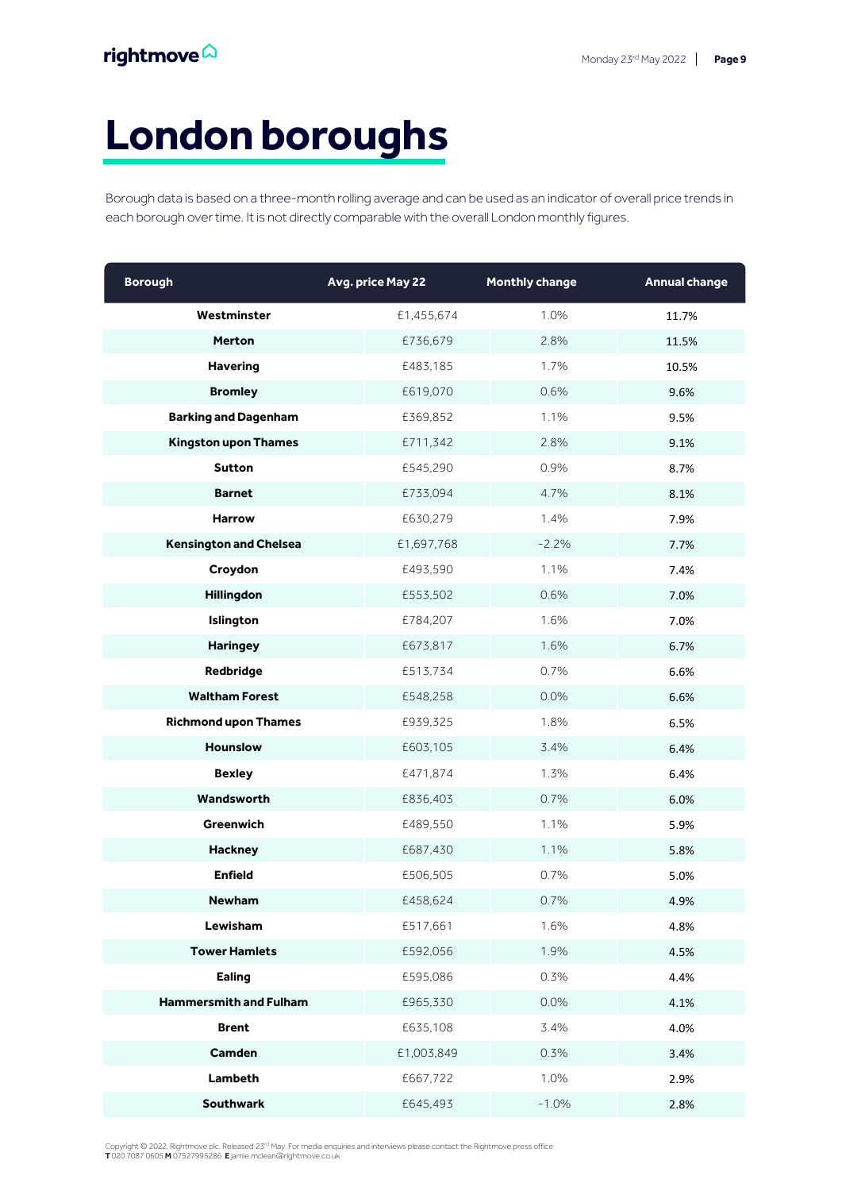# London boroughs

Borough data is based on a three-month rolling average and can be used as an indicator of overall price trends in each borough over time. It is not directly comparable with the overall London monthly figures.

| Borough | Avg. price May 22 | Monthly change | Annual change |
|---|---|---|---|
| **Westminster** | £1,455,674 | 1.0% | 11.7% |
| **Merton** | £736,679 | 2.8% | 11.5% |
| **Havering** | £483,185 | 1.7% | 10.5% |
| **Bromley** | £619,070 | 0.6% | 9.6% |
| **Barking and Dagenham** | £369,852 | 1.1% | 9.5% |
| **Kingston upon Thames** | £711,342 | 2.8% | 9.1% |
| **Sutton** | £545,290 | 0.9% | 8.7% |
| **Barnet** | £733,094 | 4.7% | 8.1% |
| **Harrow** | £630,279 | 1.4% | 7.9% |
| **Kensington and Chelsea** | £1,697,768 | -2.2% | 7.7% |
| **Croydon** | £493,590 | 1.1% | 7.4% |
| **Hillingdon** | £553,502 | 0.6% | 7.0% |
| **Islington** | £784,207 | 1.6% | 7.0% |
| **Haringey** | £673,817 | 1.6% | 6.7% |
| **Redbridge** | £513,734 | 0.7% | 6.6% |
| **Waltham Forest** | £548,258 | 0.0% | 6.6% |
| **Richmond upon Thames** | £939,325 | 1.8% | 6.5% |
| **Hounslow** | £603,105 | 3.4% | 6.4% |
| **Bexley** | £471,874 | 1.3% | 6.4% |
| **Wandsworth** | £836,403 | 0.7% | 6.0% |
| **Greenwich** | £489,550 | 1.1% | 5.9% |
| **Hackney** | £687,430 | 1.1% | 5.8% |
| **Enfield** | £506,505 | 0.7% | 5.0% |
| **Newham** | £458,624 | 0.7% | 4.9% |
| **Lewisham** | £517,661 | 1.6% | 4.8% |
| **Tower Hamlets** | £592,056 | 1.9% | 4.5% |
| **Ealing** | £595,086 | 0.3% | 4.4% |
| **Hammersmith and Fulham** | £965,330 | 0.0% | 4.1% |
| **Brent** | £635,108 | 3.4% | 4.0% |
| **Camden** | £1,003,849 | 0.3% | 3.4% |
| **Lambeth** | £667,722 | 1.0% | 2.9% |
| **Southwark** | £645,493 | -1.0% | 2.8% |

Copyright © 2022, Rightmove plc. Released 23rd May. For media enquiries and interviews please contact the Rightmove press office:
**T** 020 7087 0605 **M** 07527995286 **E** jamie.mclean@rightmove.co.uk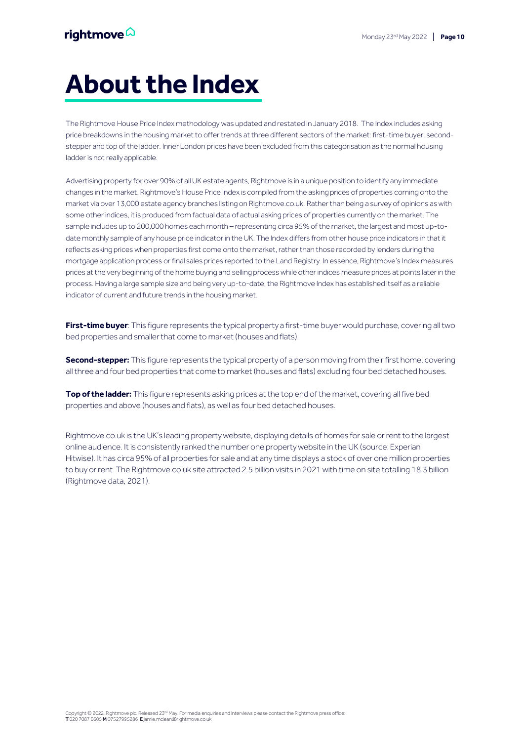# About the Index

The Rightmove House Price Index methodology was updated and restated in January 2018. The Index includes asking price breakdowns in the housing market to offer trends at three different sectors of the market: first-time buyer, second-stepper and top of the ladder. Inner London prices have been excluded from this categorisation as the normal housing ladder is not really applicable.

Advertising property for over 90% of all UK estate agents, Rightmove is in a unique position to identify any immediate changes in the market. Rightmove's House Price Index is compiled from the asking prices of properties coming onto the market via over 13,000 estate agency branches listing on Rightmove.co.uk. Rather than being a survey of opinions as with some other indices, it is produced from factual data of actual asking prices of properties currently on the market. The sample includes up to 200,000 homes each month – representing circa 95% of the market, the largest and most up-to-date monthly sample of any house price indicator in the UK. The Index differs from other house price indicators in that it reflects asking prices when properties first come onto the market, rather than those recorded by lenders during the mortgage application process or final sales prices reported to the Land Registry. In essence, Rightmove's Index measures prices at the very beginning of the home buying and selling process while other indices measure prices at points later in the process. Having a large sample size and being very up-to-date, the Rightmove Index has established itself as a reliable indicator of current and future trends in the housing market.

**First-time buyer**: This figure represents the typical property a first-time buyer would purchase, covering all two bed properties and smaller that come to market (houses and flats).

**Second-stepper:** This figure represents the typical property of a person moving from their first home, covering all three and four bed properties that come to market (houses and flats) excluding four bed detached houses.

**Top of the ladder:** This figure represents asking prices at the top end of the market, covering all five bed properties and above (houses and flats), as well as four bed detached houses.

Rightmove.co.uk is the UK's leading property website, displaying details of homes for sale or rent to the largest online audience. It is consistently ranked the number one property website in the UK (source: Experian Hitwise). It has circa 95% of all properties for sale and at any time displays a stock of over one million properties to buy or rent. The Rightmove.co.uk site attracted 2.5 billion visits in 2021 with time on site totalling 18.3 billion (Rightmove data, 2021).